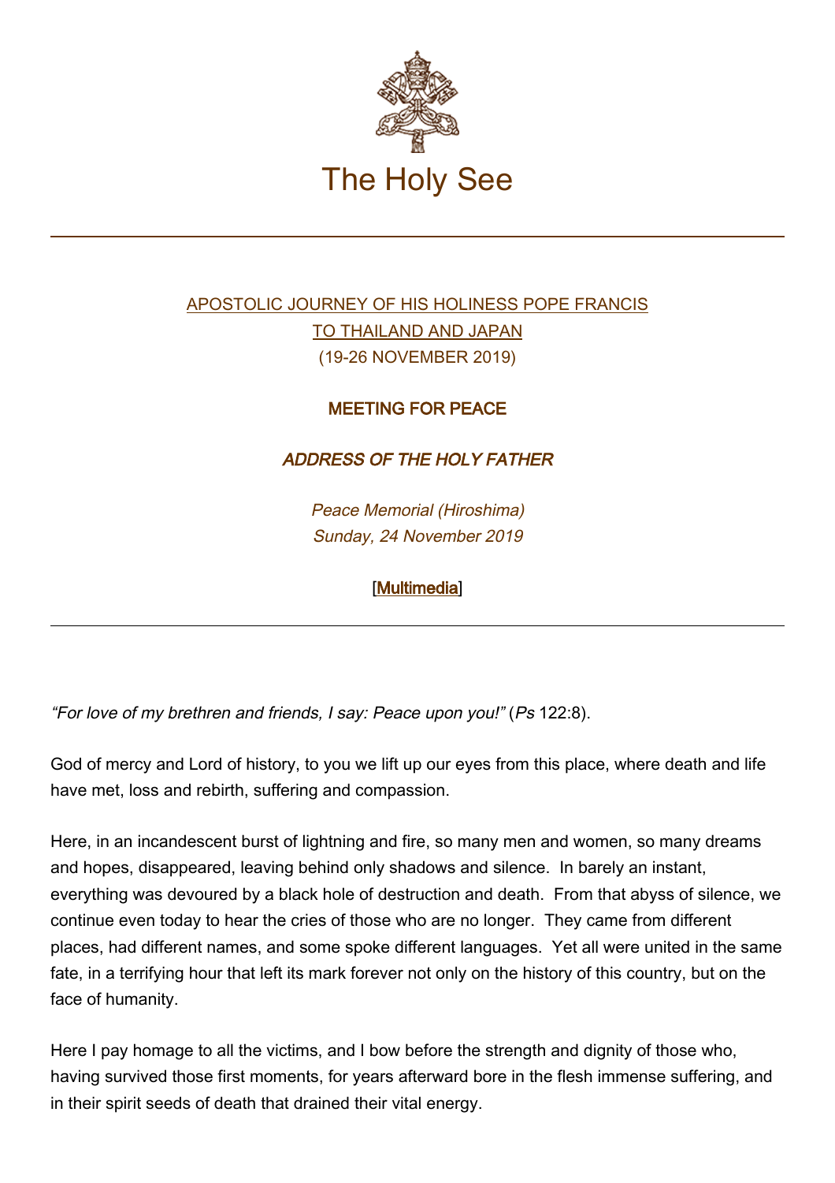# The Holy See

APOSTOLIC JOURNEY OF HIS HOLINESS POPE FRANCIS
TO THAILAND AND JAPAN
(19-26 NOVEMBER 2019)

## MEETING FOR PEACE

### *ADDRESS OF THE HOLY FATHER*

*Peace Memorial (Hiroshima)*
*Sunday, 24 November 2019*

[Multimedia]

---

*"For love of my brethren and friends, I say: Peace upon you!"* (*Ps* 122:8).

God of mercy and Lord of history, to you we lift up our eyes from this place, where death and life have met, loss and rebirth, suffering and compassion.

Here, in an incandescent burst of lightning and fire, so many men and women, so many dreams and hopes, disappeared, leaving behind only shadows and silence. In barely an instant, everything was devoured by a black hole of destruction and death. From that abyss of silence, we continue even today to hear the cries of those who are no longer. They came from different places, had different names, and some spoke different languages. Yet all were united in the same fate, in a terrifying hour that left its mark forever not only on the history of this country, but on the face of humanity.

Here I pay homage to all the victims, and I bow before the strength and dignity of those who, having survived those first moments, for years afterward bore in the flesh immense suffering, and in their spirit seeds of death that drained their vital energy.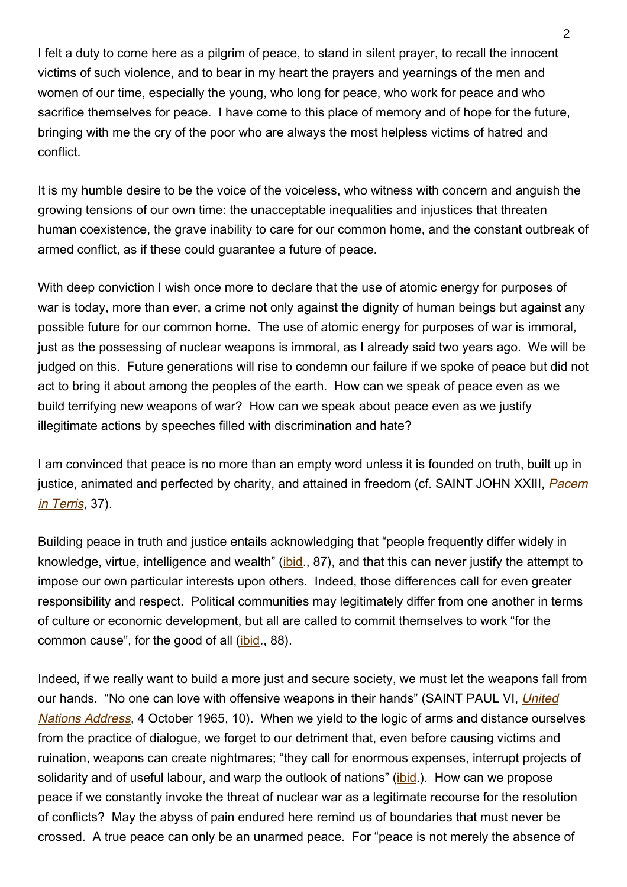I felt a duty to come here as a pilgrim of peace, to stand in silent prayer, to recall the innocent victims of such violence, and to bear in my heart the prayers and yearnings of the men and women of our time, especially the young, who long for peace, who work for peace and who sacrifice themselves for peace. I have come to this place of memory and of hope for the future, bringing with me the cry of the poor who are always the most helpless victims of hatred and conflict.

It is my humble desire to be the voice of the voiceless, who witness with concern and anguish the growing tensions of our own time: the unacceptable inequalities and injustices that threaten human coexistence, the grave inability to care for our common home, and the constant outbreak of armed conflict, as if these could guarantee a future of peace.

With deep conviction I wish once more to declare that the use of atomic energy for purposes of war is today, more than ever, a crime not only against the dignity of human beings but against any possible future for our common home. The use of atomic energy for purposes of war is immoral, just as the possessing of nuclear weapons is immoral, as I already said two years ago. We will be judged on this. Future generations will rise to condemn our failure if we spoke of peace but did not act to bring it about among the peoples of the earth. How can we speak of peace even as we build terrifying new weapons of war? How can we speak about peace even as we justify illegitimate actions by speeches filled with discrimination and hate?

I am convinced that peace is no more than an empty word unless it is founded on truth, built up in justice, animated and perfected by charity, and attained in freedom (cf. SAINT JOHN XXIII, *Pacem in Terris*, 37).

Building peace in truth and justice entails acknowledging that "people frequently differ widely in knowledge, virtue, intelligence and wealth" (ibid., 87), and that this can never justify the attempt to impose our own particular interests upon others. Indeed, those differences call for even greater responsibility and respect. Political communities may legitimately differ from one another in terms of culture or economic development, but all are called to commit themselves to work "for the common cause", for the good of all (ibid., 88).

Indeed, if we really want to build a more just and secure society, we must let the weapons fall from our hands. "No one can love with offensive weapons in their hands" (SAINT PAUL VI, *United Nations Address*, 4 October 1965, 10). When we yield to the logic of arms and distance ourselves from the practice of dialogue, we forget to our detriment that, even before causing victims and ruination, weapons can create nightmares; "they call for enormous expenses, interrupt projects of solidarity and of useful labour, and warp the outlook of nations" (ibid.). How can we propose peace if we constantly invoke the threat of nuclear war as a legitimate recourse for the resolution of conflicts? May the abyss of pain endured here remind us of boundaries that must never be crossed. A true peace can only be an unarmed peace. For "peace is not merely the absence of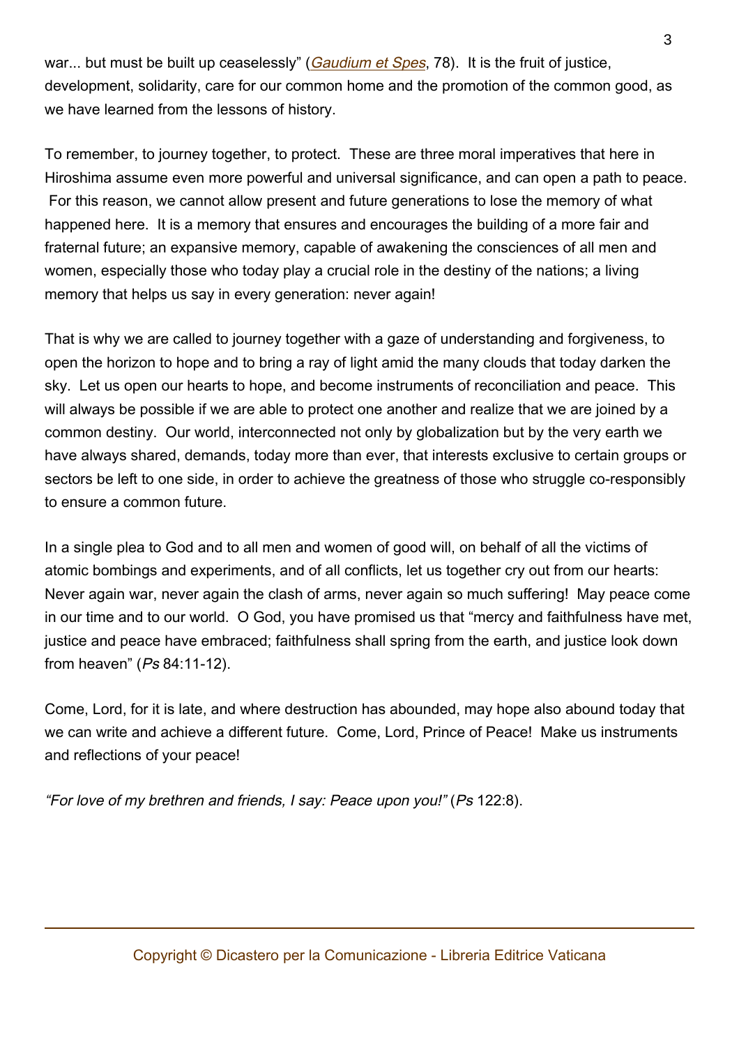war... but must be built up ceaselessly" (*Gaudium et Spes*, 78). It is the fruit of justice, development, solidarity, care for our common home and the promotion of the common good, as we have learned from the lessons of history.

To remember, to journey together, to protect. These are three moral imperatives that here in Hiroshima assume even more powerful and universal significance, and can open a path to peace. For this reason, we cannot allow present and future generations to lose the memory of what happened here. It is a memory that ensures and encourages the building of a more fair and fraternal future; an expansive memory, capable of awakening the consciences of all men and women, especially those who today play a crucial role in the destiny of the nations; a living memory that helps us say in every generation: never again!

That is why we are called to journey together with a gaze of understanding and forgiveness, to open the horizon to hope and to bring a ray of light amid the many clouds that today darken the sky. Let us open our hearts to hope, and become instruments of reconciliation and peace. This will always be possible if we are able to protect one another and realize that we are joined by a common destiny. Our world, interconnected not only by globalization but by the very earth we have always shared, demands, today more than ever, that interests exclusive to certain groups or sectors be left to one side, in order to achieve the greatness of those who struggle co-responsibly to ensure a common future.

In a single plea to God and to all men and women of good will, on behalf of all the victims of atomic bombings and experiments, and of all conflicts, let us together cry out from our hearts: Never again war, never again the clash of arms, never again so much suffering! May peace come in our time and to our world. O God, you have promised us that "mercy and faithfulness have met, justice and peace have embraced; faithfulness shall spring from the earth, and justice look down from heaven" (*Ps* 84:11-12).

Come, Lord, for it is late, and where destruction has abounded, may hope also abound today that we can write and achieve a different future. Come, Lord, Prince of Peace! Make us instruments and reflections of your peace!

*"For love of my brethren and friends, I say: Peace upon you!"* (*Ps* 122:8).

Copyright © Dicastero per la Comunicazione - Libreria Editrice Vaticana